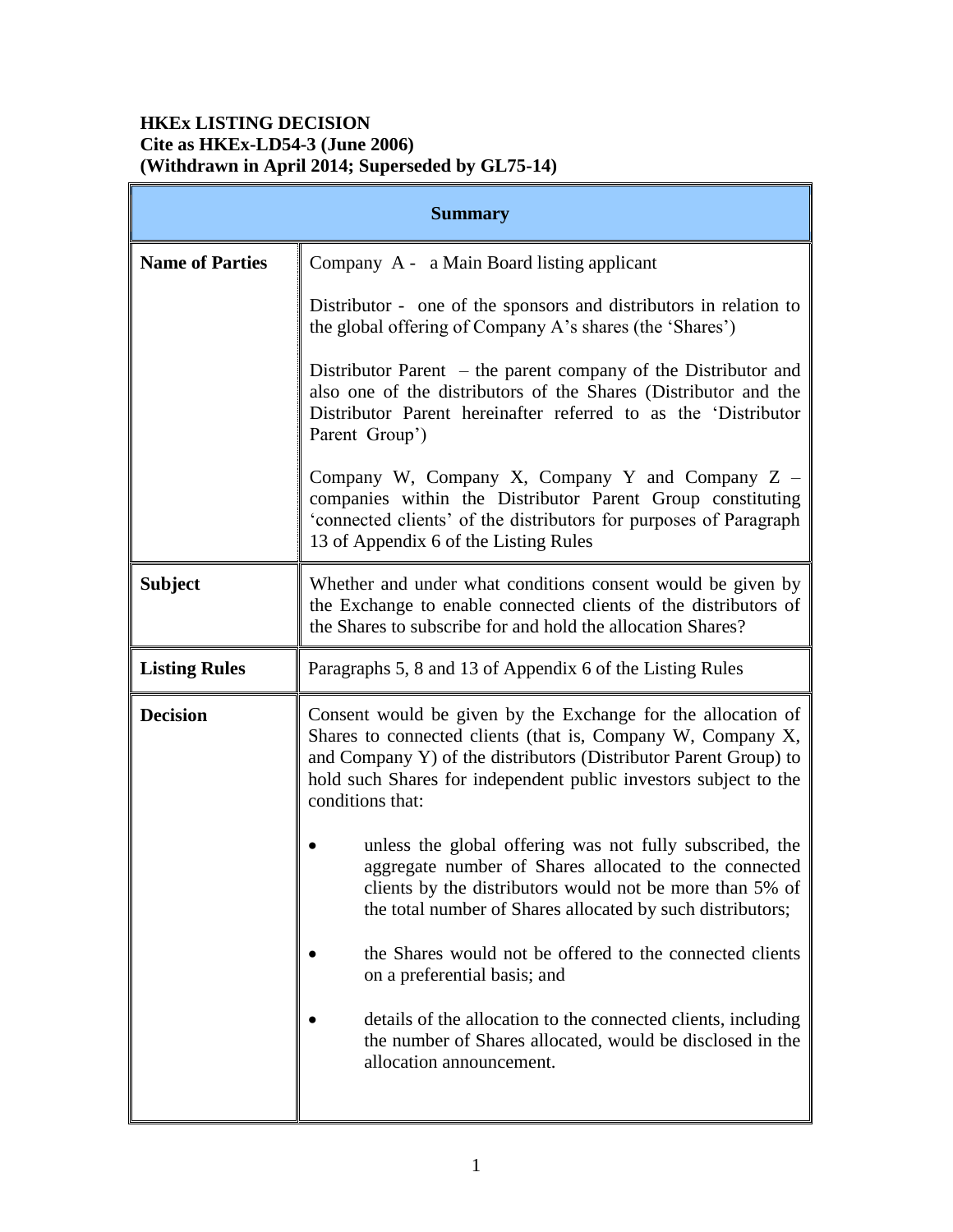**HKEx LISTING DECISION**
**Cite as HKEx-LD54-3 (June 2006)**
**(Withdrawn in April 2014; Superseded by GL75-14)**

| Summary | |
|---|---|
| **Name of Parties** | Company A - a Main Board listing applicant<br><br>Distributor - one of the sponsors and distributors in relation to the global offering of Company A's shares (the 'Shares')<br><br>Distributor Parent – the parent company of the Distributor and also one of the distributors of the Shares (Distributor and the Distributor Parent hereinafter referred to as the 'Distributor Parent Group')<br><br>Company W, Company X, Company Y and Company Z – companies within the Distributor Parent Group constituting 'connected clients' of the distributors for purposes of Paragraph 13 of Appendix 6 of the Listing Rules |
| **Subject** | Whether and under what conditions consent would be given by the Exchange to enable connected clients of the distributors of the Shares to subscribe for and hold the allocation Shares? |
| **Listing Rules** | Paragraphs 5, 8 and 13 of Appendix 6 of the Listing Rules |
| **Decision** | Consent would be given by the Exchange for the allocation of Shares to connected clients (that is, Company W, Company X, and Company Y) of the distributors (Distributor Parent Group) to hold such Shares for independent public investors subject to the conditions that:<br><br>• unless the global offering was not fully subscribed, the aggregate number of Shares allocated to the connected clients by the distributors would not be more than 5% of the total number of Shares allocated by such distributors;<br><br>• the Shares would not be offered to the connected clients on a preferential basis; and<br><br>• details of the allocation to the connected clients, including the number of Shares allocated, would be disclosed in the allocation announcement. |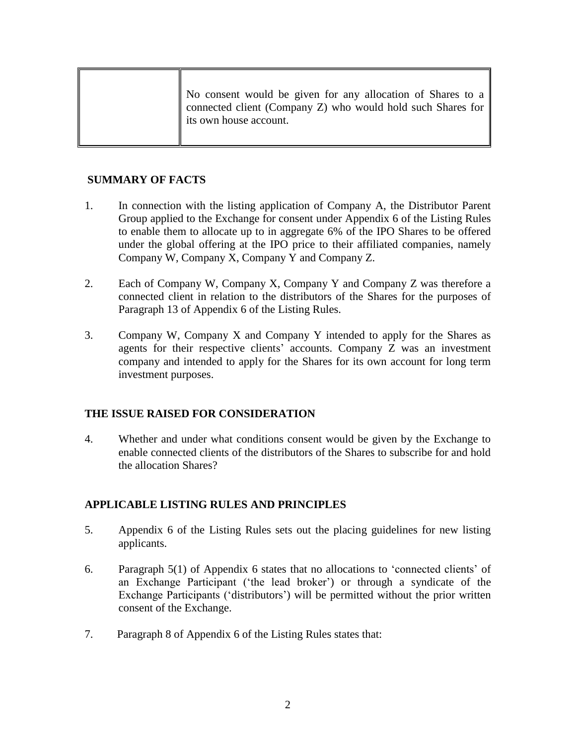| | |
|---|---|
| | No consent would be given for any allocation of Shares to a connected client (Company Z) who would hold such Shares for its own house account. |

## SUMMARY OF FACTS

1. In connection with the listing application of Company A, the Distributor Parent Group applied to the Exchange for consent under Appendix 6 of the Listing Rules to enable them to allocate up to in aggregate 6% of the IPO Shares to be offered under the global offering at the IPO price to their affiliated companies, namely Company W, Company X, Company Y and Company Z.

2. Each of Company W, Company X, Company Y and Company Z was therefore a connected client in relation to the distributors of the Shares for the purposes of Paragraph 13 of Appendix 6 of the Listing Rules.

3. Company W, Company X and Company Y intended to apply for the Shares as agents for their respective clients' accounts. Company Z was an investment company and intended to apply for the Shares for its own account for long term investment purposes.

## THE ISSUE RAISED FOR CONSIDERATION

4. Whether and under what conditions consent would be given by the Exchange to enable connected clients of the distributors of the Shares to subscribe for and hold the allocation Shares?

## APPLICABLE LISTING RULES AND PRINCIPLES

5. Appendix 6 of the Listing Rules sets out the placing guidelines for new listing applicants.

6. Paragraph 5(1) of Appendix 6 states that no allocations to 'connected clients' of an Exchange Participant ('the lead broker') or through a syndicate of the Exchange Participants ('distributors') will be permitted without the prior written consent of the Exchange.

7. Paragraph 8 of Appendix 6 of the Listing Rules states that: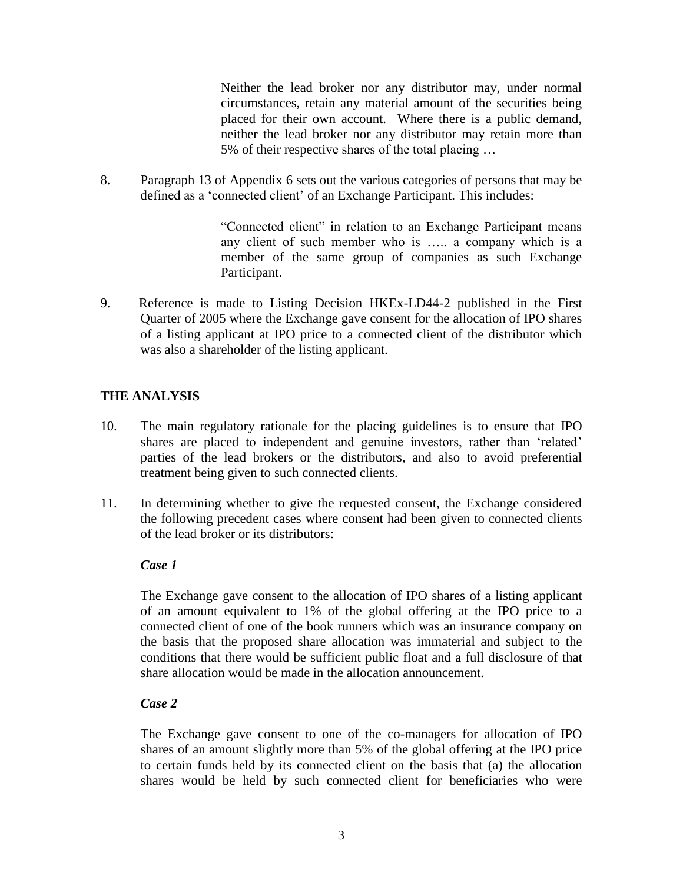> Neither the lead broker nor any distributor may, under normal circumstances, retain any material amount of the securities being placed for their own account. Where there is a public demand, neither the lead broker nor any distributor may retain more than 5% of their respective shares of the total placing …

8. Paragraph 13 of Appendix 6 sets out the various categories of persons that may be defined as a 'connected client' of an Exchange Participant. This includes:

> "Connected client" in relation to an Exchange Participant means any client of such member who is ….. a company which is a member of the same group of companies as such Exchange Participant.

9. Reference is made to Listing Decision HKEx-LD44-2 published in the First Quarter of 2005 where the Exchange gave consent for the allocation of IPO shares of a listing applicant at IPO price to a connected client of the distributor which was also a shareholder of the listing applicant.

## THE ANALYSIS

10. The main regulatory rationale for the placing guidelines is to ensure that IPO shares are placed to independent and genuine investors, rather than 'related' parties of the lead brokers or the distributors, and also to avoid preferential treatment being given to such connected clients.

11. In determining whether to give the requested consent, the Exchange considered the following precedent cases where consent had been given to connected clients of the lead broker or its distributors:

    ***Case 1***

    The Exchange gave consent to the allocation of IPO shares of a listing applicant of an amount equivalent to 1% of the global offering at the IPO price to a connected client of one of the book runners which was an insurance company on the basis that the proposed share allocation was immaterial and subject to the conditions that there would be sufficient public float and a full disclosure of that share allocation would be made in the allocation announcement.

    ***Case 2***

    The Exchange gave consent to one of the co-managers for allocation of IPO shares of an amount slightly more than 5% of the global offering at the IPO price to certain funds held by its connected client on the basis that (a) the allocation shares would be held by such connected client for beneficiaries who were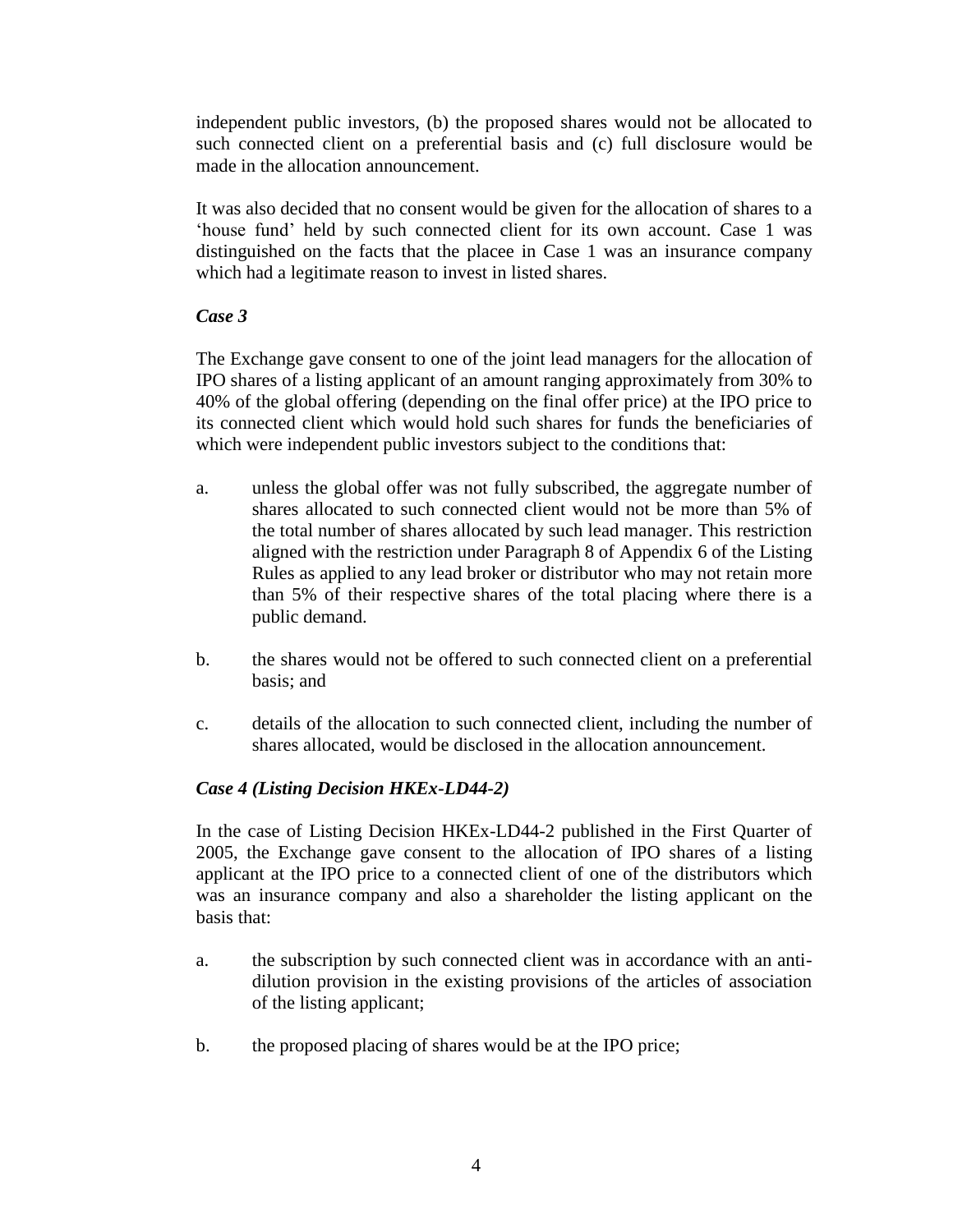independent public investors, (b) the proposed shares would not be allocated to such connected client on a preferential basis and (c) full disclosure would be made in the allocation announcement.

It was also decided that no consent would be given for the allocation of shares to a 'house fund' held by such connected client for its own account. Case 1 was distinguished on the facts that the placee in Case 1 was an insurance company which had a legitimate reason to invest in listed shares.

### *Case 3*

The Exchange gave consent to one of the joint lead managers for the allocation of IPO shares of a listing applicant of an amount ranging approximately from 30% to 40% of the global offering (depending on the final offer price) at the IPO price to its connected client which would hold such shares for funds the beneficiaries of which were independent public investors subject to the conditions that:

a. unless the global offer was not fully subscribed, the aggregate number of shares allocated to such connected client would not be more than 5% of the total number of shares allocated by such lead manager. This restriction aligned with the restriction under Paragraph 8 of Appendix 6 of the Listing Rules as applied to any lead broker or distributor who may not retain more than 5% of their respective shares of the total placing where there is a public demand.

b. the shares would not be offered to such connected client on a preferential basis; and

c. details of the allocation to such connected client, including the number of shares allocated, would be disclosed in the allocation announcement.

### *Case 4 (Listing Decision HKEx-LD44-2)*

In the case of Listing Decision HKEx-LD44-2 published in the First Quarter of 2005, the Exchange gave consent to the allocation of IPO shares of a listing applicant at the IPO price to a connected client of one of the distributors which was an insurance company and also a shareholder the listing applicant on the basis that:

a. the subscription by such connected client was in accordance with an anti-dilution provision in the existing provisions of the articles of association of the listing applicant;

b. the proposed placing of shares would be at the IPO price;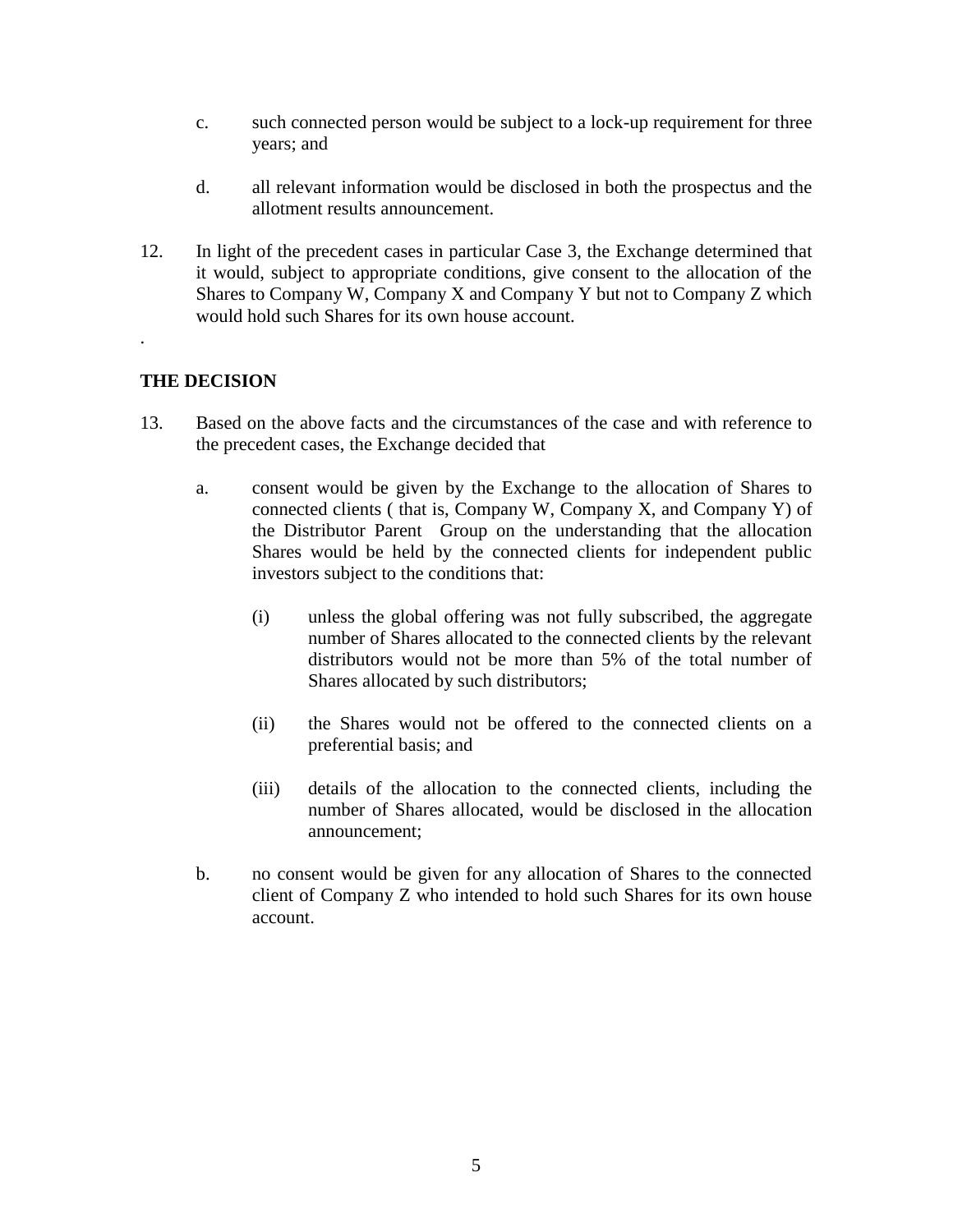c. such connected person would be subject to a lock-up requirement for three years; and

d. all relevant information would be disclosed in both the prospectus and the allotment results announcement.

12. In light of the precedent cases in particular Case 3, the Exchange determined that it would, subject to appropriate conditions, give consent to the allocation of the Shares to Company W, Company X and Company Y but not to Company Z which would hold such Shares for its own house account.

.

## THE DECISION

13. Based on the above facts and the circumstances of the case and with reference to the precedent cases, the Exchange decided that

    a. consent would be given by the Exchange to the allocation of Shares to connected clients ( that is, Company W, Company X, and Company Y) of the Distributor Parent Group on the understanding that the allocation Shares would be held by the connected clients for independent public investors subject to the conditions that:

        (i) unless the global offering was not fully subscribed, the aggregate number of Shares allocated to the connected clients by the relevant distributors would not be more than 5% of the total number of Shares allocated by such distributors;

        (ii) the Shares would not be offered to the connected clients on a preferential basis; and

        (iii) details of the allocation to the connected clients, including the number of Shares allocated, would be disclosed in the allocation announcement;

    b. no consent would be given for any allocation of Shares to the connected client of Company Z who intended to hold such Shares for its own house account.